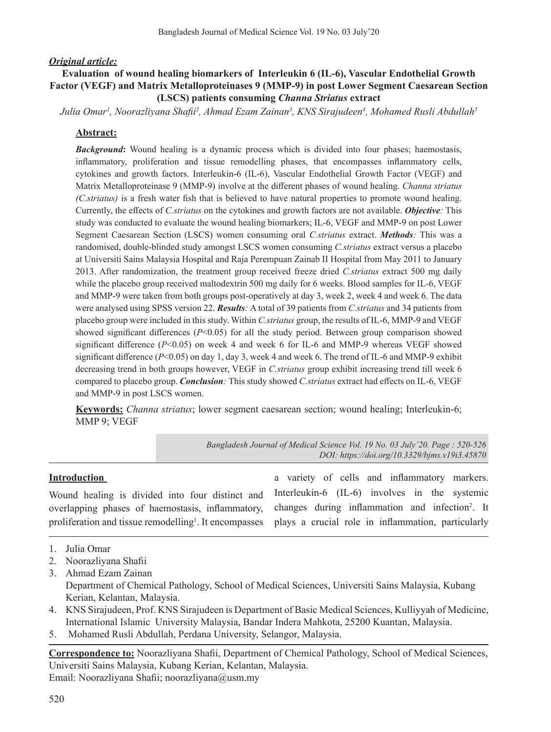***Original article:***

# Evaluation of wound healing biomarkers of Interleukin 6 (IL-6), Vascular Endothelial Growth Factor (VEGF) and Matrix Metalloproteinases 9 (MMP-9) in post Lower Segment Caesarean Section (LSCS) patients consuming *Channa Striatus* extract

*Julia Omar[1], Noorazliyana Shafii[2], Ahmad Ezam Zainan[3], KNS Sirajudeen[4], Mohamed Rusli Abdullah[5]*

## Abstract:

***Background*:** Wound healing is a dynamic process which is divided into four phases; haemostasis, inflammatory, proliferation and tissue remodelling phases, that encompasses inflammatory cells, cytokines and growth factors. Interleukin-6 (IL-6), Vascular Endothelial Growth Factor (VEGF) and Matrix Metalloproteinase 9 (MMP-9) involve at the different phases of wound healing. *Channa striatus (C.striatus)* is a fresh water fish that is believed to have natural properties to promote wound healing. Currently, the effects of *C.striatus* on the cytokines and growth factors are not available. ***Objective**:* This study was conducted to evaluate the wound healing biomarkers; IL-6, VEGF and MMP-9 on post Lower Segment Caesarean Section (LSCS) women consuming oral *C.striatus* extract. ***Methods**:* This was a randomised, double-blinded study amongst LSCS women consuming *C.striatus* extract versus a placebo at Universiti Sains Malaysia Hospital and Raja Perempuan Zainab II Hospital from May 2011 to January 2013. After randomization, the treatment group received freeze dried *C.striatus* extract 500 mg daily while the placebo group received maltodextrin 500 mg daily for 6 weeks. Blood samples for IL-6, VEGF and MMP-9 were taken from both groups post-operatively at day 3, week 2, week 4 and week 6. The data were analysed using SPSS version 22. ***Results**:* A total of 39 patients from *C.striatus* and 34 patients from placebo group were included in this study. Within *C.striatus* group, the results of IL-6, MMP-9 and VEGF showed significant differences ($P<0.05$) for all the study period. Between group comparison showed significant difference ($P<0.05$) on week 4 and week 6 for IL-6 and MMP-9 whereas VEGF showed significant difference ($P<0.05$) on day 1, day 3, week 4 and week 6. The trend of IL-6 and MMP-9 exhibit decreasing trend in both groups however, VEGF in *C.striatus* group exhibit increasing trend till week 6 compared to placebo group. ***Conclusion**:* This study showed *C.striatus* extract had effects on IL-6, VEGF and MMP-9 in post LSCS women.

**Keywords:** *Channa striatus*; lower segment caesarean section; wound healing; Interleukin-6; MMP 9; VEGF

*DOI: https://doi.org/10.3329/bjms.v19i3.45870*

## Introduction

Wound healing is divided into four distinct and overlapping phases of haemostasis, inflammatory, proliferation and tissue remodelling[1]. It encompasses a variety of cells and inflammatory markers. Interleukin-6 (IL-6) involves in the systemic changes during inflammation and infection[2]. It plays a crucial role in inflammation, particularly

1. Julia Omar
2. Noorazliyana Shafii
3. Ahmad Ezam Zainan
   Department of Chemical Pathology, School of Medical Sciences, Universiti Sains Malaysia, Kubang Kerian, Kelantan, Malaysia.
4. KNS Sirajudeen, Prof. KNS Sirajudeen is Department of Basic Medical Sciences, Kulliyyah of Medicine, International Islamic University Malaysia, Bandar Indera Mahkota, 25200 Kuantan, Malaysia.
5. Mohamed Rusli Abdullah, Perdana University, Selangor, Malaysia.

**Correspondence to:** Noorazliyana Shafii, Department of Chemical Pathology, School of Medical Sciences, Universiti Sains Malaysia, Kubang Kerian, Kelantan, Malaysia.
Email: Noorazliyana Shafii; noorazliyana@usm.my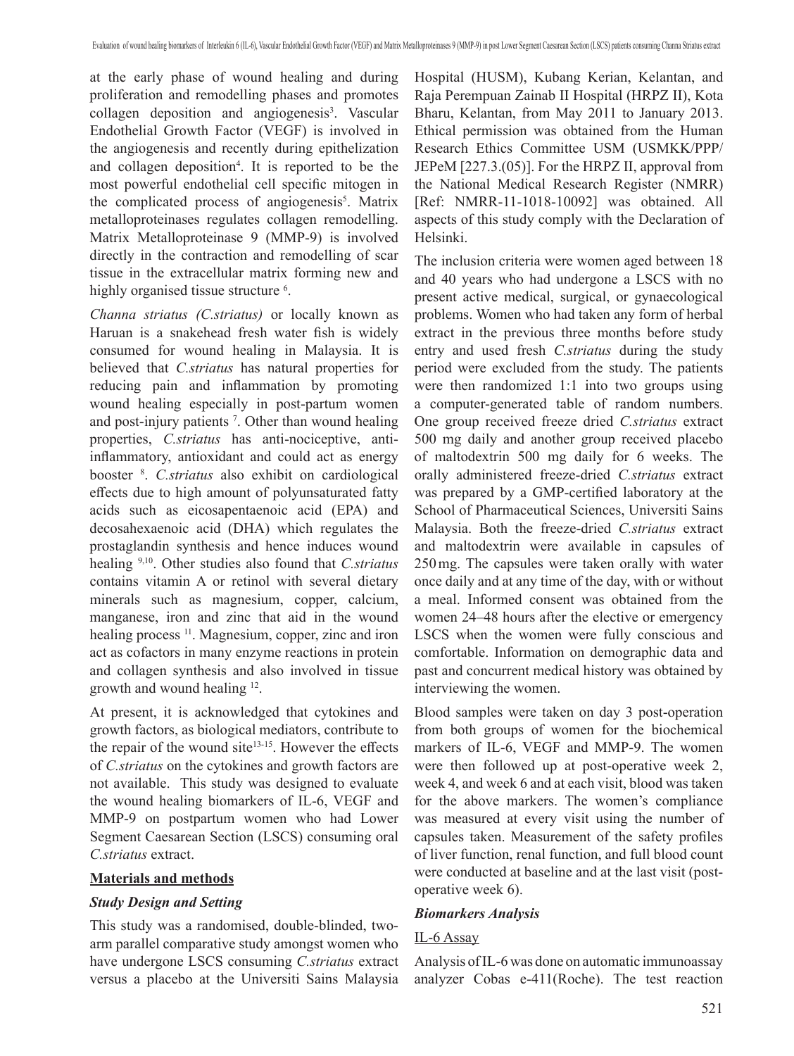at the early phase of wound healing and during proliferation and remodelling phases and promotes collagen deposition and angiogenesis[3]. Vascular Endothelial Growth Factor (VEGF) is involved in the angiogenesis and recently during epithelization and collagen deposition[4]. It is reported to be the most powerful endothelial cell specific mitogen in the complicated process of angiogenesis[5]. Matrix metalloproteinases regulates collagen remodelling. Matrix Metalloproteinase 9 (MMP-9) is involved directly in the contraction and remodelling of scar tissue in the extracellular matrix forming new and highly organised tissue structure [6].

*Channa striatus (C.striatus)* or locally known as Haruan is a snakehead fresh water fish is widely consumed for wound healing in Malaysia. It is believed that *C.striatus* has natural properties for reducing pain and inflammation by promoting wound healing especially in post-partum women and post-injury patients [7]. Other than wound healing properties, *C.striatus* has anti-nociceptive, anti-inflammatory, antioxidant and could act as energy booster [8]. *C.striatus* also exhibit on cardiological effects due to high amount of polyunsaturated fatty acids such as eicosapentaenoic acid (EPA) and decosahexaenoic acid (DHA) which regulates the prostaglandin synthesis and hence induces wound healing [9,10]. Other studies also found that *C.striatus* contains vitamin A or retinol with several dietary minerals such as magnesium, copper, calcium, manganese, iron and zinc that aid in the wound healing process [11]. Magnesium, copper, zinc and iron act as cofactors in many enzyme reactions in protein and collagen synthesis and also involved in tissue growth and wound healing [12].

At present, it is acknowledged that cytokines and growth factors, as biological mediators, contribute to the repair of the wound site[13-15]. However the effects of *C.striatus* on the cytokines and growth factors are not available. This study was designed to evaluate the wound healing biomarkers of IL-6, VEGF and MMP-9 on postpartum women who had Lower Segment Caesarean Section (LSCS) consuming oral *C.striatus* extract.

## Materials and methods

### Study Design and Setting

This study was a randomised, double-blinded, two-arm parallel comparative study amongst women who have undergone LSCS consuming *C.striatus* extract versus a placebo at the Universiti Sains Malaysia Hospital (HUSM), Kubang Kerian, Kelantan, and Raja Perempuan Zainab II Hospital (HRPZ II), Kota Bharu, Kelantan, from May 2011 to January 2013. Ethical permission was obtained from the Human Research Ethics Committee USM (USMKK/PPP/JEPeM [227.3.(05)]. For the HRPZ II, approval from the National Medical Research Register (NMRR) [Ref: NMRR-11-1018-10092] was obtained. All aspects of this study comply with the Declaration of Helsinki.

The inclusion criteria were women aged between 18 and 40 years who had undergone a LSCS with no present active medical, surgical, or gynaecological problems. Women who had taken any form of herbal extract in the previous three months before study entry and used fresh *C.striatus* during the study period were excluded from the study. The patients were then randomized 1:1 into two groups using a computer-generated table of random numbers. One group received freeze dried *C.striatus* extract 500 mg daily and another group received placebo of maltodextrin 500 mg daily for 6 weeks. The orally administered freeze-dried *C.striatus* extract was prepared by a GMP-certified laboratory at the School of Pharmaceutical Sciences, Universiti Sains Malaysia. Both the freeze-dried *C.striatus* extract and maltodextrin were available in capsules of 250 mg. The capsules were taken orally with water once daily and at any time of the day, with or without a meal. Informed consent was obtained from the women 24–48 hours after the elective or emergency LSCS when the women were fully conscious and comfortable. Information on demographic data and past and concurrent medical history was obtained by interviewing the women.

Blood samples were taken on day 3 post-operation from both groups of women for the biochemical markers of IL-6, VEGF and MMP-9. The women were then followed up at post-operative week 2, week 4, and week 6 and at each visit, blood was taken for the above markers. The women's compliance was measured at every visit using the number of capsules taken. Measurement of the safety profiles of liver function, renal function, and full blood count were conducted at baseline and at the last visit (post-operative week 6).

### Biomarkers Analysis

#### IL-6 Assay

Analysis of IL-6 was done on automatic immunoassay analyzer Cobas e-411(Roche). The test reaction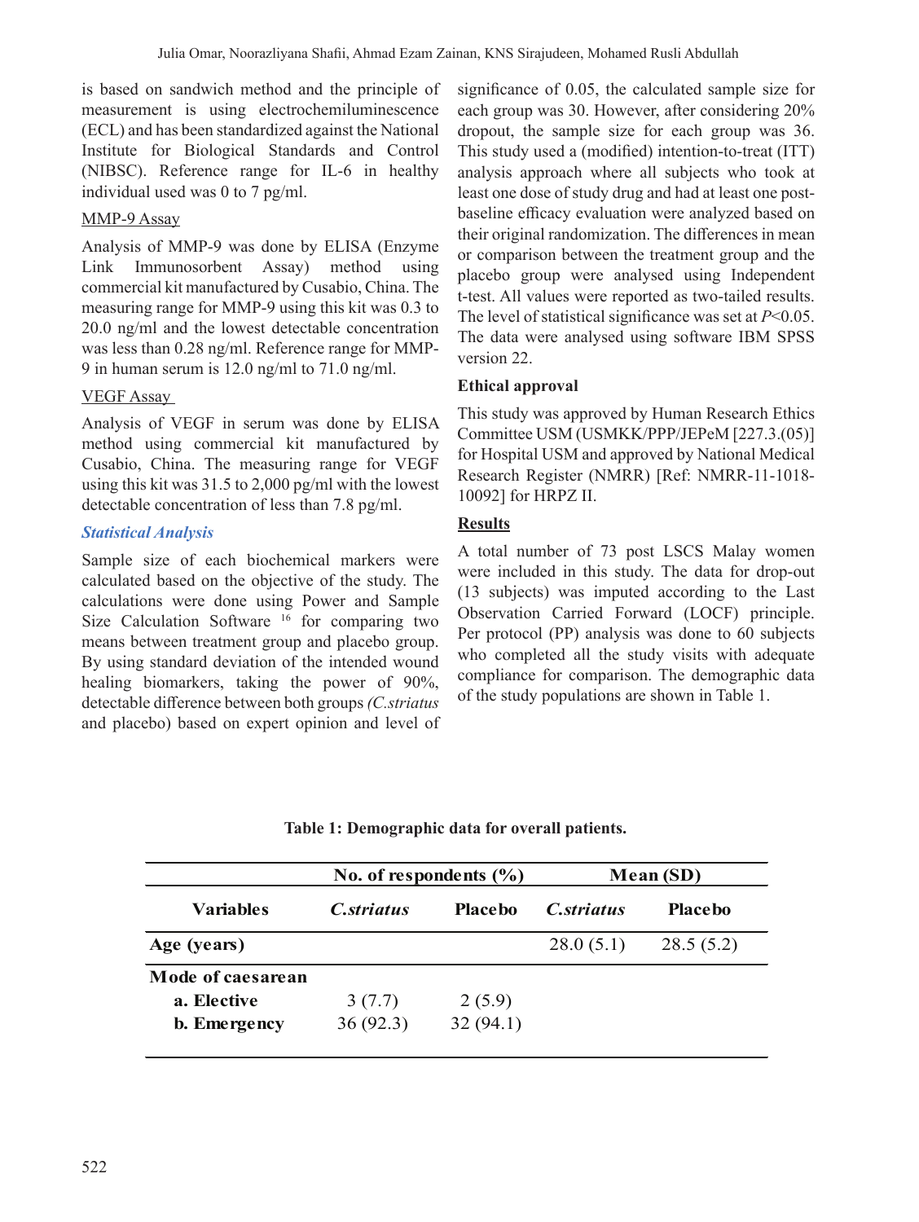is based on sandwich method and the principle of measurement is using electrochemiluminescence (ECL) and has been standardized against the National Institute for Biological Standards and Control (NIBSC). Reference range for IL-6 in healthy individual used was 0 to 7 pg/ml.

MMP-9 Assay

Analysis of MMP-9 was done by ELISA (Enzyme Link Immunosorbent Assay) method using commercial kit manufactured by Cusabio, China. The measuring range for MMP-9 using this kit was 0.3 to 20.0 ng/ml and the lowest detectable concentration was less than 0.28 ng/ml. Reference range for MMP-9 in human serum is 12.0 ng/ml to 71.0 ng/ml.

VEGF Assay

Analysis of VEGF in serum was done by ELISA method using commercial kit manufactured by Cusabio, China. The measuring range for VEGF using this kit was 31.5 to 2,000 pg/ml with the lowest detectable concentration of less than 7.8 pg/ml.

### *Statistical Analysis*

Sample size of each biochemical markers were calculated based on the objective of the study. The calculations were done using Power and Sample Size Calculation Software [16] for comparing two means between treatment group and placebo group. By using standard deviation of the intended wound healing biomarkers, taking the power of 90%, detectable difference between both groups *(C.striatus* and placebo) based on expert opinion and level of significance of 0.05, the calculated sample size for each group was 30. However, after considering 20% dropout, the sample size for each group was 36. This study used a (modified) intention-to-treat (ITT) analysis approach where all subjects who took at least one dose of study drug and had at least one post-baseline efficacy evaluation were analyzed based on their original randomization. The differences in mean or comparison between the treatment and the placebo group were analysed using Independent t-test. All values were reported as two-tailed results. The level of statistical significance was set at $P<0.05$. The data were analysed using software IBM SPSS version 22.

### Ethical approval

This study was approved by Human Research Ethics Committee USM (USMKK/PPP/JEPeM [227.3.(05)] for Hospital USM and approved by National Medical Research Register (NMRR) [Ref: NMRR-11-1018-10092] for HRPZ II.

## Results

A total number of 73 post LSCS Malay women were included in this study. The data for drop-out (13 subjects) was imputed according to the Last Observation Carried Forward (LOCF) principle. Per protocol (PP) analysis was done to 60 subjects who completed all the study visits with adequate compliance for comparison. The demographic data of the study populations are shown in Table 1.

**Table 1: Demographic data for overall patients.**

| Variables | No. of respondents (%) | | Mean (SD) | |
|---|---|---|---|---|
| | *C.striatus* | Placebo | *C.striatus* | Placebo |
| **Age (years)** | | | 28.0 (5.1) | 28.5 (5.2) |
| **Mode of caesarean** | | | | |
| **a. Elective** | 3 (7.7) | 2 (5.9) | | |
| **b. Emergency** | 36 (92.3) | 32 (94.1) | | |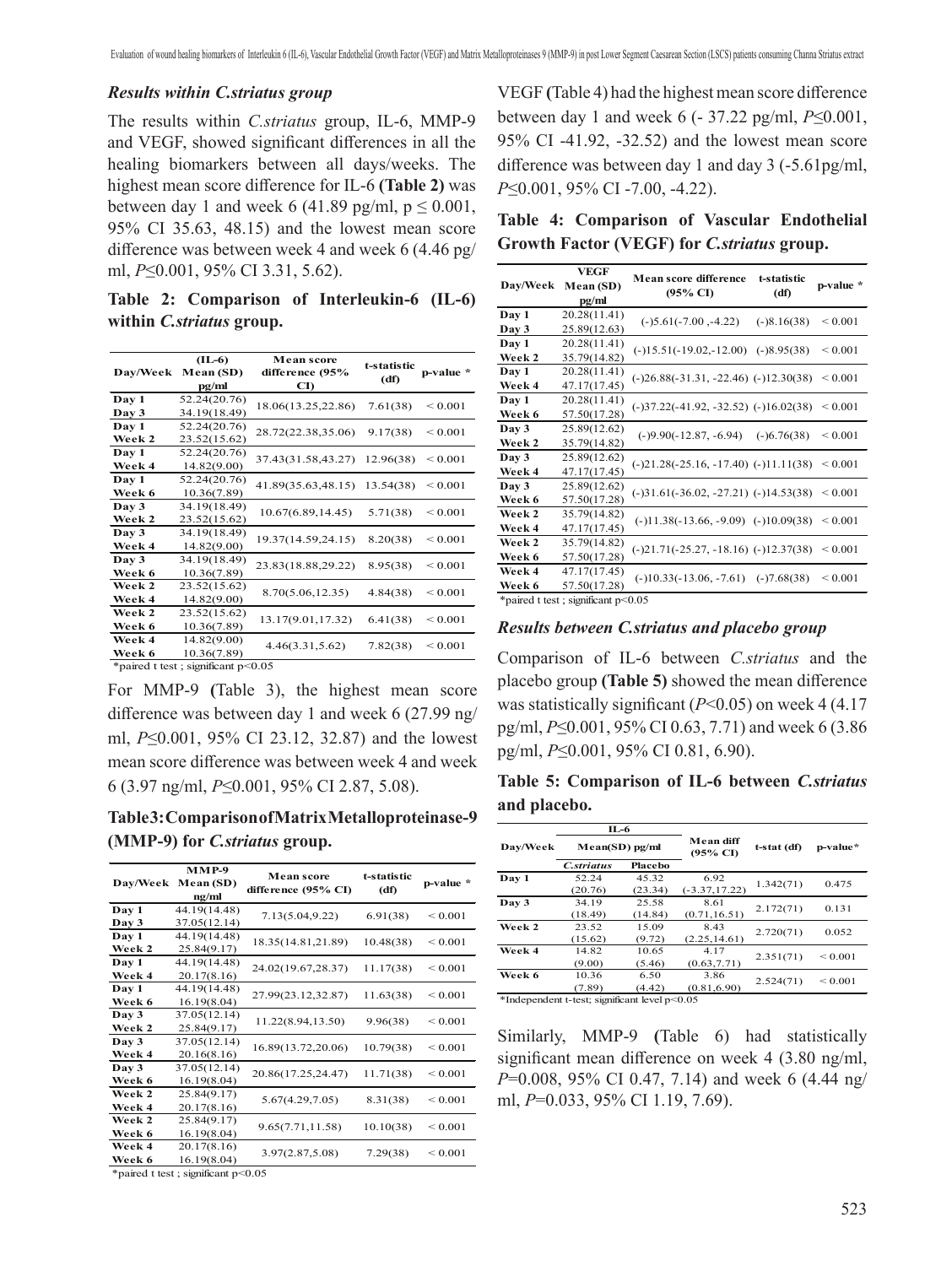### *Results within C.striatus group*

The results within *C.striatus* group, IL-6, MMP-9 and VEGF, showed significant differences in all the healing biomarkers between all days/weeks. The highest mean score difference for IL-6 **(Table 2)** was between day 1 and week 6 (41.89 pg/ml, p ≤ 0.001, 95% CI 35.63, 48.15) and the lowest mean score difference was between week 4 and week 6 (4.46 pg/ml, *P*≤0.001, 95% CI 3.31, 5.62).

**Table 2: Comparison of Interleukin-6 (IL-6) within *C.striatus* group.**

| Day/Week | (IL-6) Mean (SD) pg/ml | Mean score difference (95% CI) | t-statistic (df) | p-value * |
|---|---|---|---|---|
| Day 1<br>Day 3 | 52.24(20.76)<br>34.19(18.49) | 18.06(13.25,22.86) | 7.61(38) | < 0.001 |
| Day 1<br>Week 2 | 52.24(20.76)<br>23.52(15.62) | 28.72(22.38,35.06) | 9.17(38) | < 0.001 |
| Day 1<br>Week 4 | 52.24(20.76)<br>14.82(9.00) | 37.43(31.58,43.27) | 12.96(38) | < 0.001 |
| Day 1<br>Week 6 | 52.24(20.76)<br>10.36(7.89) | 41.89(35.63,48.15) | 13.54(38) | < 0.001 |
| Day 3<br>Week 2 | 34.19(18.49)<br>23.52(15.62) | 10.67(6.89,14.45) | 5.71(38) | < 0.001 |
| Day 3<br>Week 4 | 34.19(18.49)<br>14.82(9.00) | 19.37(14.59,24.15) | 8.20(38) | < 0.001 |
| Day 3<br>Week 6 | 34.19(18.49)<br>10.36(7.89) | 23.83(18.88,29.22) | 8.95(38) | < 0.001 |
| Week 2<br>Week 4 | 23.52(15.62)<br>14.82(9.00) | 8.70(5.06,12.35) | 4.84(38) | < 0.001 |
| Week 2<br>Week 6 | 23.52(15.62)<br>10.36(7.89) | 13.17(9.01,17.32) | 6.41(38) | < 0.001 |
| Week 4<br>Week 6 | 14.82(9.00)<br>10.36(7.89) | 4.46(3.31,5.62) | 7.82(38) | < 0.001 |

*paired t test ; significant p<0.05

For MMP-9 **(**Table 3), the highest mean score difference was between day 1 and week 6 (27.99 ng/ml, *P*≤0.001, 95% CI 23.12, 32.87) and the lowest mean score difference was between week 4 and week 6 (3.97 ng/ml, *P*≤0.001, 95% CI 2.87, 5.08).

**Table 3: Comparison of Matrix Metalloproteinase-9 (MMP-9) for *C.striatus* group.**

| Day/Week | MMP-9 Mean (SD) ng/ml | Mean score difference (95% CI) | t-statistic (df) | p-value * |
|---|---|---|---|---|
| Day 1<br>Day 3 | 44.19(14.48)<br>37.05(12.14) | 7.13(5.04,9.22) | 6.91(38) | < 0.001 |
| Day 1<br>Week 2 | 44.19(14.48)<br>25.84(9.17) | 18.35(14.81,21.89) | 10.48(38) | < 0.001 |
| Day 1<br>Week 4 | 44.19(14.48)<br>20.17(8.16) | 24.02(19.67,28.37) | 11.17(38) | < 0.001 |
| Day 1<br>Week 6 | 44.19(14.48)<br>16.19(8.04) | 27.99(23.12,32.87) | 11.63(38) | < 0.001 |
| Day 3<br>Week 2 | 37.05(12.14)<br>25.84(9.17) | 11.22(8.94,13.50) | 9.96(38) | < 0.001 |
| Day 3<br>Week 4 | 37.05(12.14)<br>20.16(8.16) | 16.89(13.72,20.06) | 10.79(38) | < 0.001 |
| Day 3<br>Week 6 | 37.05(12.14)<br>16.19(8.04) | 20.86(17.25,24.47) | 11.71(38) | < 0.001 |
| Week 2<br>Week 4 | 25.84(9.17)<br>20.17(8.16) | 5.67(4.29,7.05) | 8.31(38) | < 0.001 |
| Week 2<br>Week 6 | 25.84(9.17)<br>16.19(8.04) | 9.65(7.71,11.58) | 10.10(38) | < 0.001 |
| Week 4<br>Week 6 | 20.17(8.16)<br>16.19(8.04) | 3.97(2.87,5.08) | 7.29(38) | < 0.001 |

*paired t test ; significant p<0.05

VEGF **(**Table 4) had the highest mean score difference between day 1 and week 6 (- 37.22 pg/ml, *P*≤0.001, 95% CI -41.92, -32.52) and the lowest mean score difference was between day 1 and day 3 (-5.61pg/ml, *P*≤0.001, 95% CI -7.00, -4.22).

**Table 4: Comparison of Vascular Endothelial Growth Factor (VEGF) for *C.striatus* group.**

| Day/Week | VEGF Mean (SD) pg/ml | Mean score difference (95% CI) | t-statistic (df) | p-value * |
|---|---|---|---|---|
| Day 1<br>Day 3 | 20.28(11.41)<br>25.89(12.63) | (-)5.61(-7.00 ,-4.22) | (-)8.16(38) | < 0.001 |
| Day 1<br>Week 2 | 20.28(11.41)<br>35.79(14.82) | (-)15.51(-19.02,-12.00) | (-)8.95(38) | < 0.001 |
| Day 1<br>Week 4 | 20.28(11.41)<br>47.17(17.45) | (-)26.88(-31.31, -22.46) | (-)12.30(38) | < 0.001 |
| Day 1<br>Week 6 | 20.28(11.41)<br>57.50(17.28) | (-)37.22(-41.92, -32.52) | (-)16.02(38) | < 0.001 |
| Day 3<br>Week 2 | 25.89(12.62)<br>35.79(14.82) | (-)9.90(-12.87, -6.94) | (-)6.76(38) | < 0.001 |
| Day 3<br>Week 4 | 25.89(12.62)<br>47.17(17.45) | (-)21.28(-25.16, -17.40) | (-)11.11(38) | < 0.001 |
| Day 3<br>Week 6 | 25.89(12.62)<br>57.50(17.28) | (-)31.61(-36.02, -27.21) | (-)14.53(38) | < 0.001 |
| Week 2<br>Week 4 | 35.79(14.82)<br>47.17(17.45) | (-)11.38(-13.66, -9.09) | (-)10.09(38) | < 0.001 |
| Week 2<br>Week 6 | 35.79(14.82)<br>57.50(17.28) | (-)21.71(-25.27, -18.16) | (-)12.37(38) | < 0.001 |
| Week 4<br>Week 6 | 47.17(17.45)<br>57.50(17.28) | (-)10.33(-13.06, -7.61) | (-)7.68(38) | < 0.001 |

*paired t test ; significant p<0.05

### *Results between C.striatus and placebo group*

Comparison of IL-6 between *C.striatus* and the placebo group **(Table 5)** showed the mean difference was statistically significant (*P*<0.05) on week 4 (4.17 pg/ml, *P*≤0.001, 95% CI 0.63, 7.71) and week 6 (3.86 pg/ml, *P*≤0.001, 95% CI 0.81, 6.90).

**Table 5: Comparison of IL-6 between *C.striatus* and placebo.**

| Day/Week | IL-6 Mean(SD) pg/ml | | Mean diff (95% CI) | t-stat (df) | p-value* |
|---|---|---|---|---|---|
| | *C.striatus* | Placebo | | | |
| Day 1 | 52.24<br>(20.76) | 45.32<br>(23.34) | 6.92<br>(-3.37,17.22) | 1.342(71) | 0.475 |
| Day 3 | 34.19<br>(18.49) | 25.58<br>(14.84) | 8.61<br>(0.71,16.51) | 2.172(71) | 0.131 |
| Week 2 | 23.52<br>(15.62) | 15.09<br>(9.72) | 8.43<br>(2.25,14.61) | 2.720(71) | 0.052 |
| Week 4 | 14.82<br>(9.00) | 10.65<br>(5.46) | 4.17<br>(0.63,7.71) | 2.351(71) | < 0.001 |
| Week 6 | 10.36<br>(7.89) | 6.50<br>(4.42) | 3.86<br>(0.81,6.90) | 2.524(71) | < 0.001 |

*Independent t-test; significant level p<0.05

Similarly, MMP-9 **(**Table 6) had statistically significant mean difference on week 4 (3.80 ng/ml, *P*=0.008, 95% CI 0.47, 7.14) and week 6 (4.44 ng/ml, *P*=0.033, 95% CI 1.19, 7.69).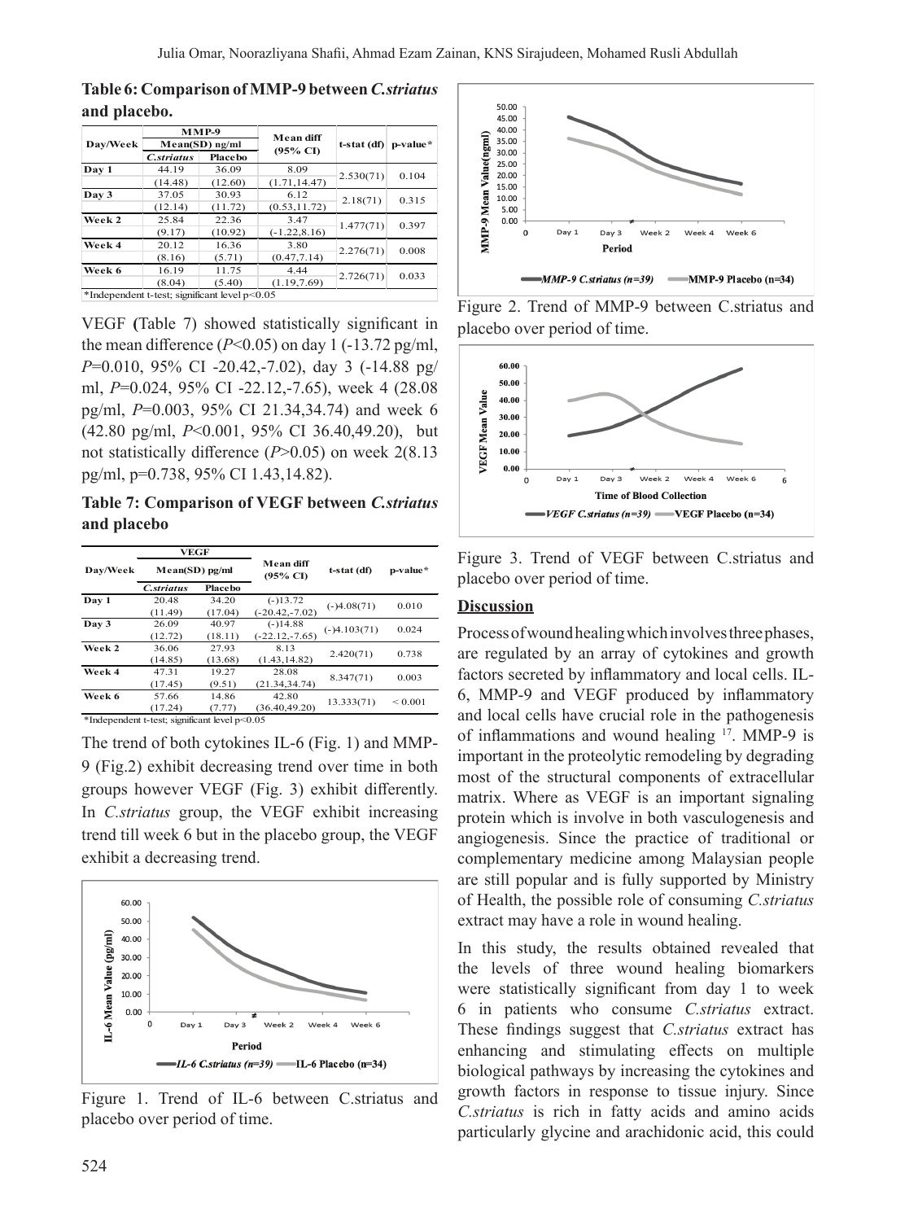**Table 6: Comparison of MMP-9 between *C.striatus* and placebo.**

| Day/Week | MMP-9 Mean(SD) ng/ml | | Mean diff (95% CI) | t-stat (df) | p-value* |
|---|---|---|---|---|---|
| | *C.striatus* | Placebo | | | |
| Day 1 | 44.19 (14.48) | 36.09 (12.60) | 8.09 (1.71,14.47) | 2.530(71) | 0.104 |
| Day 3 | 37.05 (12.14) | 30.93 (11.72) | 6.12 (0.53,11.72) | 2.18(71) | 0.315 |
| Week 2 | 25.84 (9.17) | 22.36 (10.92) | 3.47 (-1.22,8.16) | 1.477(71) | 0.397 |
| Week 4 | 20.12 (8.16) | 16.36 (5.71) | 3.80 (0.47,7.14) | 2.276(71) | 0.008 |
| Week 6 | 16.19 (8.04) | 11.75 (5.40) | 4.44 (1.19,7.69) | 2.726(71) | 0.033 |

*Independent t-test; significant level p<0.05

VEGF (Table 7) showed statistically significant in the mean difference ($P<0.05$) on day 1 (-13.72 pg/ml, $P=0.010$, 95% CI -20.42,-7.02), day 3 (-14.88 pg/ml, $P=0.024$, 95% CI -22.12,-7.65), week 4 (28.08 pg/ml, $P=0.003$, 95% CI 21.34,34.74) and week 6 (42.80 pg/ml, $P<0.001$, 95% CI 36.40,49.20), but not statistically difference ($P>0.05$) on week 2(8.13 pg/ml, p=0.738, 95% CI 1.43,14.82).

**Table 7: Comparison of VEGF between *C.striatus* and placebo**

| Day/Week | VEGF Mean(SD) pg/ml | | Mean diff (95% CI) | t-stat (df) | p-value* |
|---|---|---|---|---|---|
| | *C.striatus* | Placebo | | | |
| Day 1 | 20.48 (11.49) | 34.20 (17.04) | (-)13.72 (-20.42,-7.02) | (-)4.08(71) | 0.010 |
| Day 3 | 26.09 (12.72) | 40.97 (18.11) | (-)14.88 (-22.12,-7.65) | (-)4.103(71) | 0.024 |
| Week 2 | 36.06 (14.85) | 27.93 (13.68) | 8.13 (1.43,14.82) | 2.420(71) | 0.738 |
| Week 4 | 47.31 (17.45) | 19.27 (9.51) | 28.08 (21.34,34.74) | 8.347(71) | 0.003 |
| Week 6 | 57.66 (17.24) | 14.86 (7.77) | 42.80 (36.40,49.20) | 13.333(71) | < 0.001 |

*Independent t-test; significant level p<0.05

The trend of both cytokines IL-6 (Fig. 1) and MMP-9 (Fig.2) exhibit decreasing trend over time in both groups however VEGF (Fig. 3) exhibit differently. In *C.striatus* group, the VEGF exhibit increasing trend till week 6 but in the placebo group, the VEGF exhibit a decreasing trend.

Figure 1. Trend of IL-6 between C.striatus and placebo over period of time.

Figure 2. Trend of MMP-9 between C.striatus and placebo over period of time.

Figure 3. Trend of VEGF between C.striatus and placebo over period of time.

## Discussion

Process of wound healing which involves three phases, are regulated by an array of cytokines and growth factors secreted by inflammatory and local cells. IL-6, MMP-9 and VEGF produced by inflammatory and local cells have crucial role in the pathogenesis of inflammations and wound healing [17]. MMP-9 is important in the proteolytic remodeling by degrading most of the structural components of extracellular matrix. Where as VEGF is an important signaling protein which is involve in both vasculogenesis and angiogenesis. Since the practice of traditional or complementary medicine among Malaysian people are still popular and is fully supported by Ministry of Health, the possible role of consuming *C.striatus* extract may have a role in wound healing.

In this study, the results obtained revealed that the levels of three wound healing biomarkers were statistically significant from day 1 to week 6 in patients who consume *C.striatus* extract. These findings suggest that *C.striatus* extract has enhancing and stimulating effects on multiple biological pathways by increasing the cytokines and growth factors in response to tissue injury. Since *C.striatus* is rich in fatty acids and amino acids particularly glycine and arachidonic acid, this could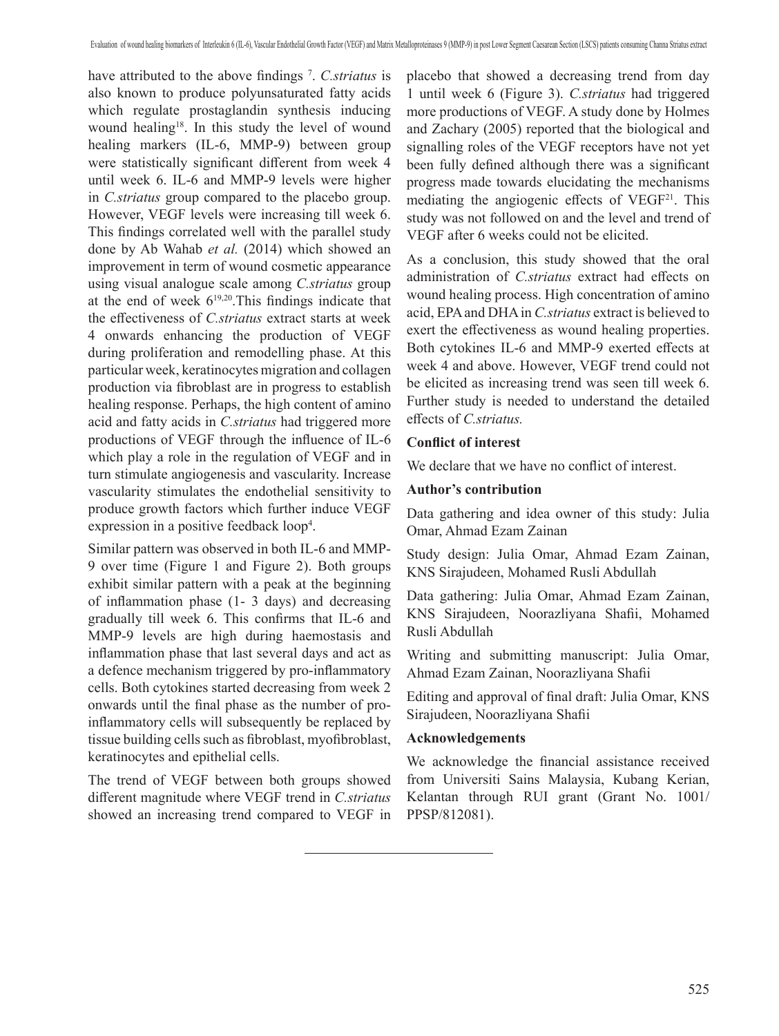have attributed to the above findings [7]. *C.striatus* is also known to produce polyunsaturated fatty acids which regulate prostaglandin synthesis inducing wound healing[18]. In this study the level of wound healing markers (IL-6, MMP-9) between group were statistically significant different from week 4 until week 6. IL-6 and MMP-9 levels were higher in *C.striatus* group compared to the placebo group. However, VEGF levels were increasing till week 6. This findings correlated well with the parallel study done by Ab Wahab *et al.* (2014) which showed an improvement in term of wound cosmetic appearance using visual analogue scale among *C.striatus* group at the end of week 6[19,20].This findings indicate that the effectiveness of *C.striatus* extract starts at week 4 onwards enhancing the production of VEGF during proliferation and remodelling phase. At this particular week, keratinocytes migration and collagen production via fibroblast are in progress to establish healing response. Perhaps, the high content of amino acid and fatty acids in *C.striatus* had triggered more productions of VEGF through the influence of IL-6 which play a role in the regulation of VEGF and in turn stimulate angiogenesis and vascularity. Increase vascularity stimulates the endothelial sensitivity to produce growth factors which further induce VEGF expression in a positive feedback loop[4].

Similar pattern was observed in both IL-6 and MMP-9 over time (Figure 1 and Figure 2). Both groups exhibit similar pattern with a peak at the beginning of inflammation phase (1- 3 days) and decreasing gradually till week 6. This confirms that IL-6 and MMP-9 levels are high during haemostasis and inflammation phase that last several days and act as a defence mechanism triggered by pro-inflammatory cells. Both cytokines started decreasing from week 2 onwards until the final phase as the number of pro-inflammatory cells will subsequently be replaced by tissue building cells such as fibroblast, myofibroblast, keratinocytes and epithelial cells.

The trend of VEGF between both groups showed different magnitude where VEGF trend in *C.striatus* showed an increasing trend compared to VEGF in placebo that showed a decreasing trend from day 1 until week 6 (Figure 3). *C.striatus* had triggered more productions of VEGF. A study done by Holmes and Zachary (2005) reported that the biological and signalling roles of the VEGF receptors have not yet been fully defined although there was a significant progress made towards elucidating the mechanisms mediating the angiogenic effects of VEGF[21]. This study was not followed on and the level and trend of VEGF after 6 weeks could not be elicited.

As a conclusion, this study showed that the oral administration of *C.striatus* extract had effects on wound healing process. High concentration of amino acid, EPA and DHA in *C.striatus* extract is believed to exert the effectiveness as wound healing properties. Both cytokines IL-6 and MMP-9 exerted effects at week 4 and above. However, VEGF trend could not be elicited as increasing trend was seen till week 6. Further study is needed to understand the detailed effects of *C.striatus.*

**Conflict of interest**

We declare that we have no conflict of interest.

**Author's contribution**

Data gathering and idea owner of this study: Julia Omar, Ahmad Ezam Zainan

Study design: Julia Omar, Ahmad Ezam Zainan, KNS Sirajudeen, Mohamed Rusli Abdullah

Data gathering: Julia Omar, Ahmad Ezam Zainan, KNS Sirajudeen, Noorazliyana Shafii, Mohamed Rusli Abdullah

Writing and submitting manuscript: Julia Omar, Ahmad Ezam Zainan, Noorazliyana Shafii

Editing and approval of final draft: Julia Omar, KNS Sirajudeen, Noorazliyana Shafii

**Acknowledgements**

We acknowledge the financial assistance received from Universiti Sains Malaysia, Kubang Kerian, Kelantan through RUI grant (Grant No. 1001/ PPSP/812081).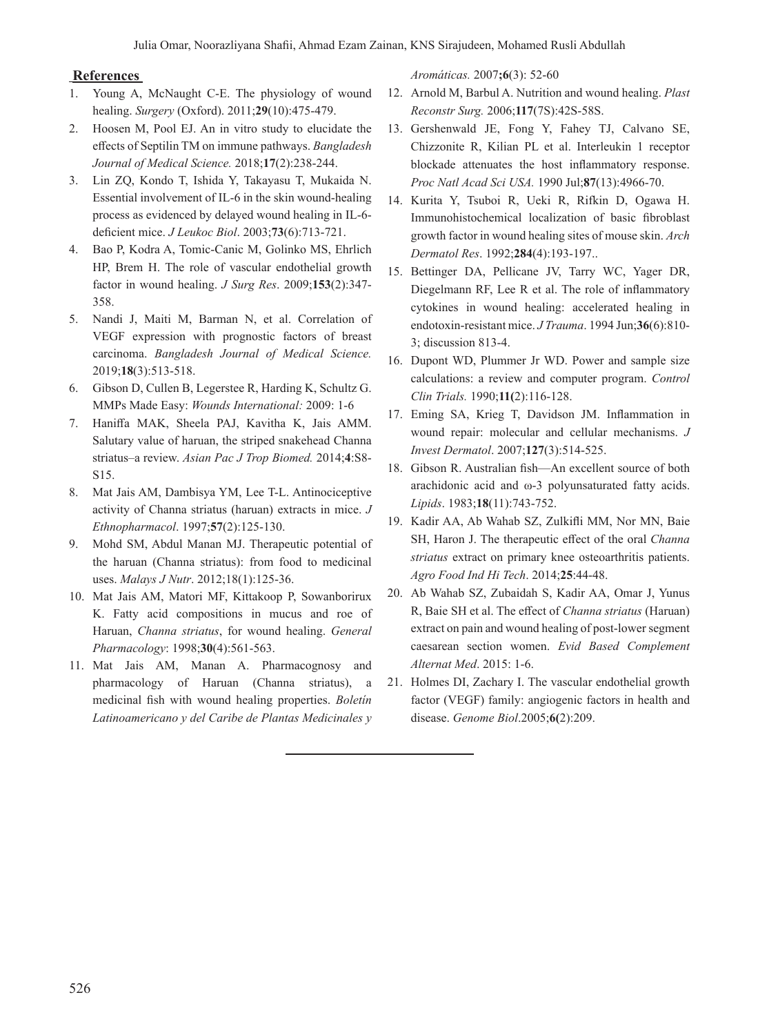## References

1. Young A, McNaught C-E. The physiology of wound healing. *Surgery* (Oxford). 2011;**29**(10):475-479.
2. Hoosen M, Pool EJ. An in vitro study to elucidate the effects of Septilin TM on immune pathways. *Bangladesh Journal of Medical Science.* 2018;**17**(2):238-244.
3. Lin ZQ, Kondo T, Ishida Y, Takayasu T, Mukaida N. Essential involvement of IL-6 in the skin wound-healing process as evidenced by delayed wound healing in IL-6-deficient mice. *J Leukoc Biol*. 2003;**73**(6):713-721.
4. Bao P, Kodra A, Tomic-Canic M, Golinko MS, Ehrlich HP, Brem H. The role of vascular endothelial growth factor in wound healing. *J Surg Res*. 2009;**153**(2):347-358.
5. Nandi J, Maiti M, Barman N, et al. Correlation of VEGF expression with prognostic factors of breast carcinoma. *Bangladesh Journal of Medical Science.* 2019;**18**(3):513-518.
6. Gibson D, Cullen B, Legerstee R, Harding K, Schultz G. MMPs Made Easy: *Wounds International:* 2009: 1-6
7. Haniffa MAK, Sheela PAJ, Kavitha K, Jais AMM. Salutary value of haruan, the striped snakehead Channa striatus–a review. *Asian Pac J Trop Biomed.* 2014;**4**:S8-S15.
8. Mat Jais AM, Dambisya YM, Lee T-L. Antinociceptive activity of Channa striatus (haruan) extracts in mice. *J Ethnopharmacol*. 1997;**57**(2):125-130.
9. Mohd SM, Abdul Manan MJ. Therapeutic potential of the haruan (Channa striatus): from food to medicinal uses. *Malays J Nutr*. 2012;18(1):125-36.
10. Mat Jais AM, Matori MF, Kittakoop P, Sowanborirux K. Fatty acid compositions in mucus and roe of Haruan, *Channa striatus*, for wound healing. *General Pharmacology*: 1998;**30**(4):561-563.
11. Mat Jais AM, Manan A. Pharmacognosy and pharmacology of Haruan (Channa striatus), a medicinal fish with wound healing properties. *Boletín Latinoamericano y del Caribe de Plantas Medicinales y Aromáticas.* 2007**;6**(3): 52-60
12. Arnold M, Barbul A. Nutrition and wound healing. *Plast Reconstr Surg.* 2006;**117**(7S):42S-58S.
13. Gershenwald JE, Fong Y, Fahey TJ, Calvano SE, Chizzonite R, Kilian PL et al. Interleukin 1 receptor blockade attenuates the host inflammatory response. *Proc Natl Acad Sci USA.* 1990 Jul;**87**(13):4966-70.
14. Kurita Y, Tsuboi R, Ueki R, Rifkin D, Ogawa H. Immunohistochemical localization of basic fibroblast growth factor in wound healing sites of mouse skin. *Arch Dermatol Res*. 1992;**284**(4):193-197..
15. Bettinger DA, Pellicane JV, Tarry WC, Yager DR, Diegelmann RF, Lee R et al. The role of inflammatory cytokines in wound healing: accelerated healing in endotoxin-resistant mice. *J Trauma*. 1994 Jun;**36**(6):810-3; discussion 813-4.
16. Dupont WD, Plummer Jr WD. Power and sample size calculations: a review and computer program. *Control Clin Trials.* 1990;**11(**2):116-128.
17. Eming SA, Krieg T, Davidson JM. Inflammation in wound repair: molecular and cellular mechanisms. *J Invest Dermatol*. 2007;**127**(3):514-525.
18. Gibson R. Australian fish—An excellent source of both arachidonic acid and ω-3 polyunsaturated fatty acids. *Lipids*. 1983;**18**(11):743-752.
19. Kadir AA, Ab Wahab SZ, Zulkifli MM, Nor MN, Baie SH, Haron J. The therapeutic effect of the oral *Channa striatus* extract on primary knee osteoarthritis patients. *Agro Food Ind Hi Tech*. 2014;**25**:44-48.
20. Ab Wahab SZ, Zubaidah S, Kadir AA, Omar J, Yunus R, Baie SH et al. The effect of *Channa striatus* (Haruan) extract on pain and wound healing of post-lower segment caesarean section women. *Evid Based Complement Alternat Med*. 2015: 1-6.
21. Holmes DI, Zachary I. The vascular endothelial growth factor (VEGF) family: angiogenic factors in health and disease. *Genome Biol*.2005;**6(**2):209.